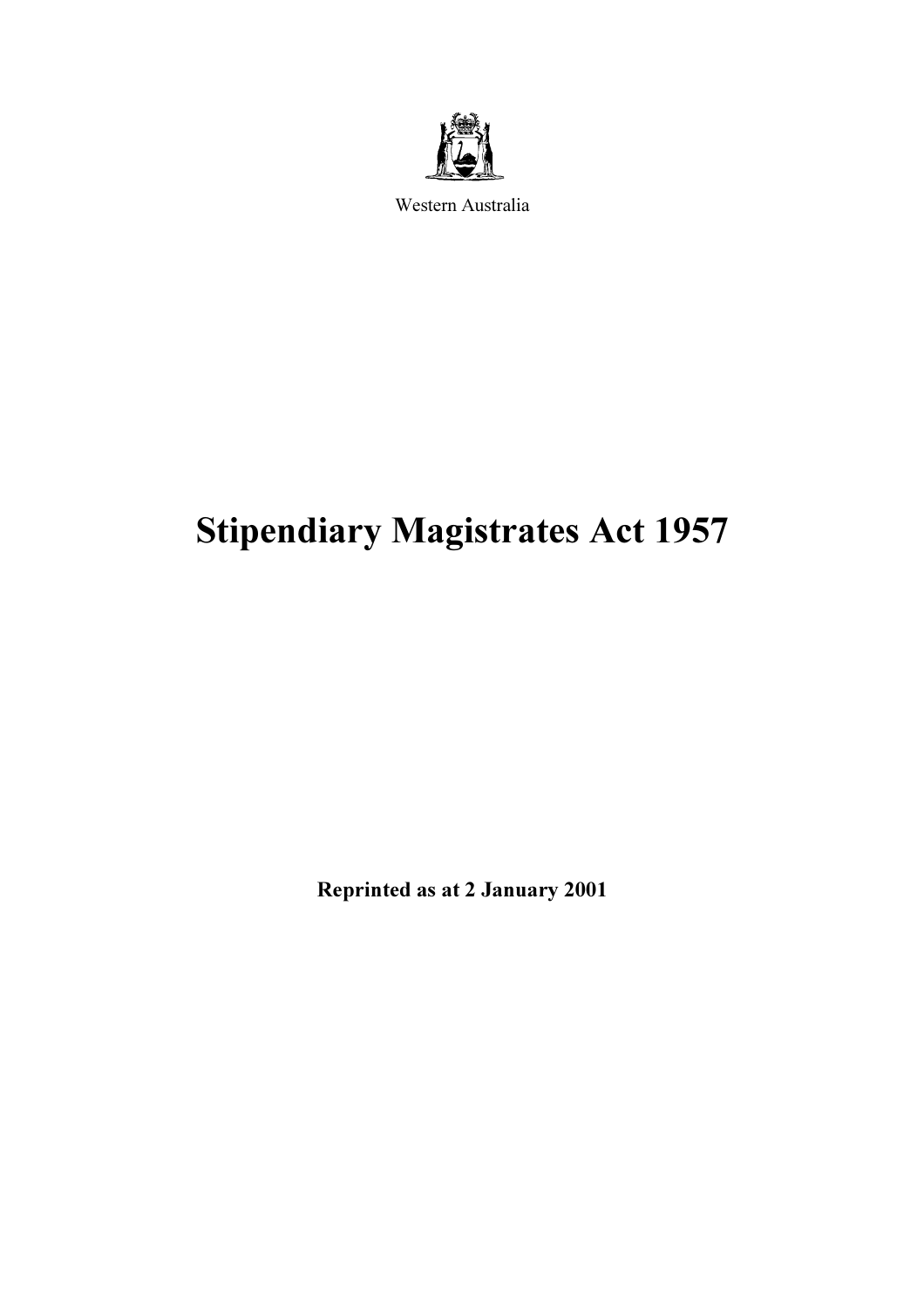Western Australia

# Stipendiary Magistrates Act 1957

**Reprinted as at 2 January 2001**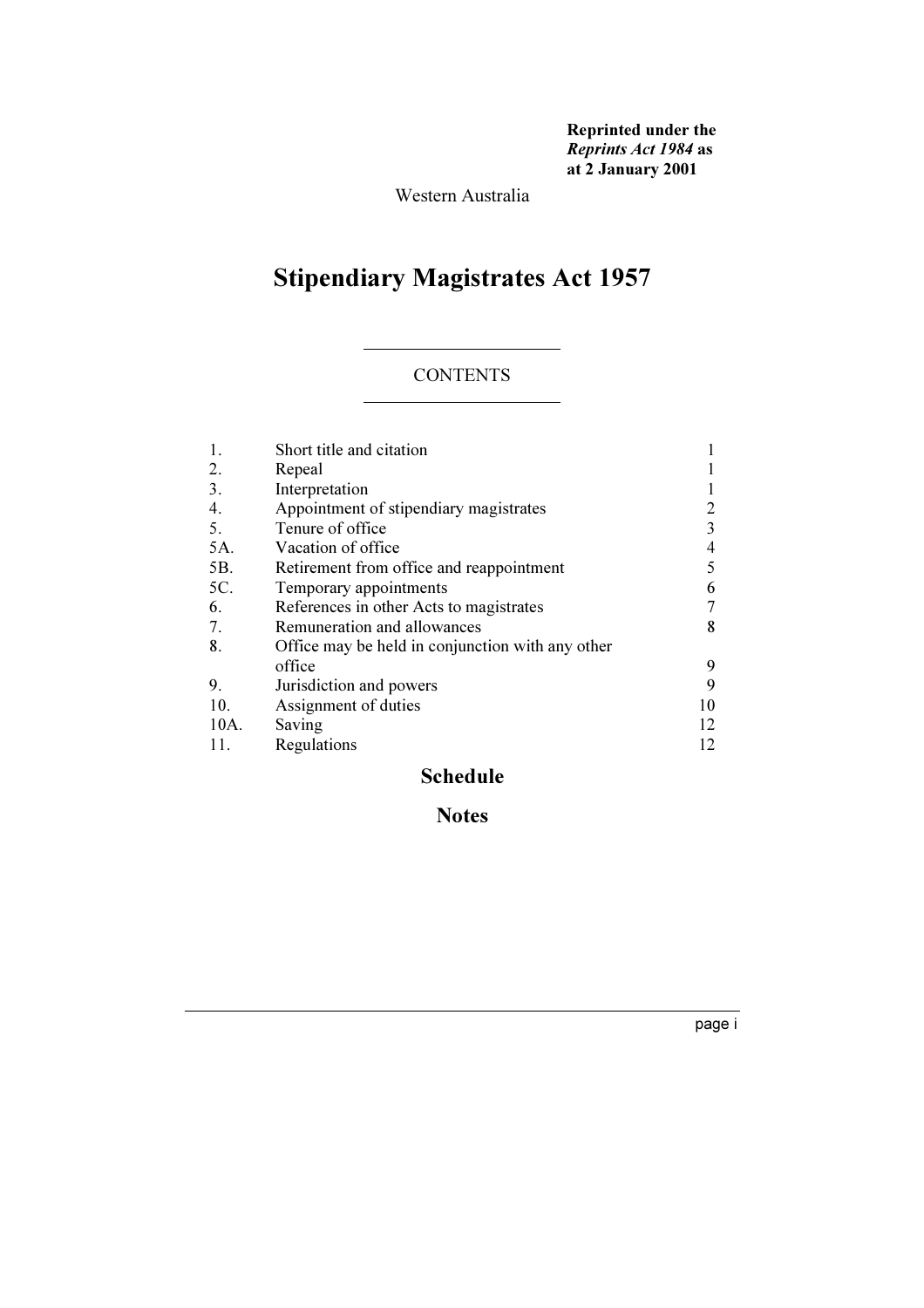**Reprinted under the *Reprints Act 1984* as at 2 January 2001**

Western Australia

# Stipendiary Magistrates Act 1957

## CONTENTS

| | | |
|---|---|---|
| 1. | Short title and citation | 1 |
| 2. | Repeal | 1 |
| 3. | Interpretation | 1 |
| 4. | Appointment of stipendiary magistrates | 2 |
| 5. | Tenure of office | 3 |
| 5A. | Vacation of office | 4 |
| 5B. | Retirement from office and reappointment | 5 |
| 5C. | Temporary appointments | 6 |
| 6. | References in other Acts to magistrates | 7 |
| 7. | Remuneration and allowances | 8 |
| 8. | Office may be held in conjunction with any other office | 9 |
| 9. | Jurisdiction and powers | 9 |
| 10. | Assignment of duties | 10 |
| 10A. | Saving | 12 |
| 11. | Regulations | 12 |

## Schedule

## Notes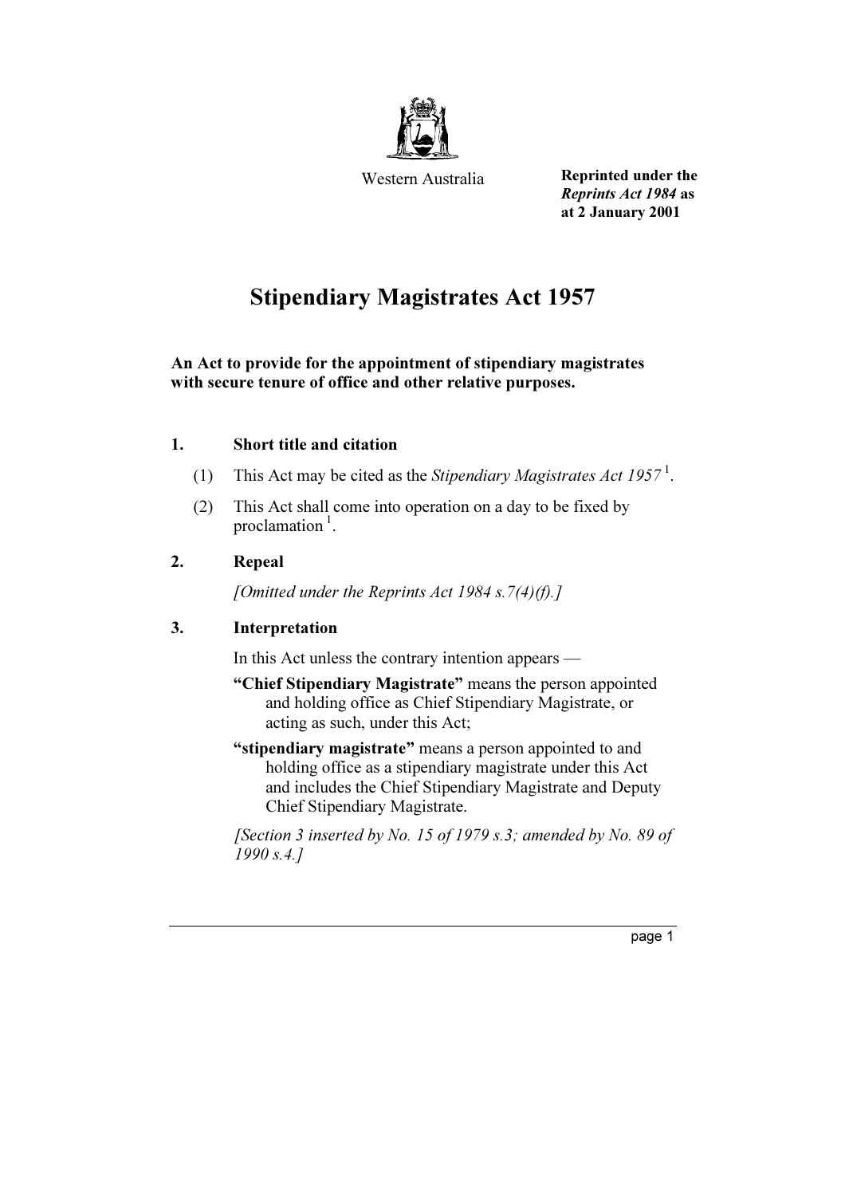Western Australia

**Reprinted under the *Reprints Act 1984* as at 2 January 2001**

# Stipendiary Magistrates Act 1957

**An Act to provide for the appointment of stipendiary magistrates with secure tenure of office and other relative purposes.**

## 1. Short title and citation

(1) This Act may be cited as the *Stipendiary Magistrates Act 1957* [1].

(2) This Act shall come into operation on a day to be fixed by proclamation [1].

## 2. Repeal

*[Omitted under the Reprints Act 1984 s.7(4)(f).]*

## 3. Interpretation

In this Act unless the contrary intention appears —

**"Chief Stipendiary Magistrate"** means the person appointed and holding office as Chief Stipendiary Magistrate, or acting as such, under this Act;

**"stipendiary magistrate"** means a person appointed to and holding office as a stipendiary magistrate under this Act and includes the Chief Stipendiary Magistrate and Deputy Chief Stipendiary Magistrate.

*[Section 3 inserted by No. 15 of 1979 s.3; amended by No. 89 of 1990 s.4.]*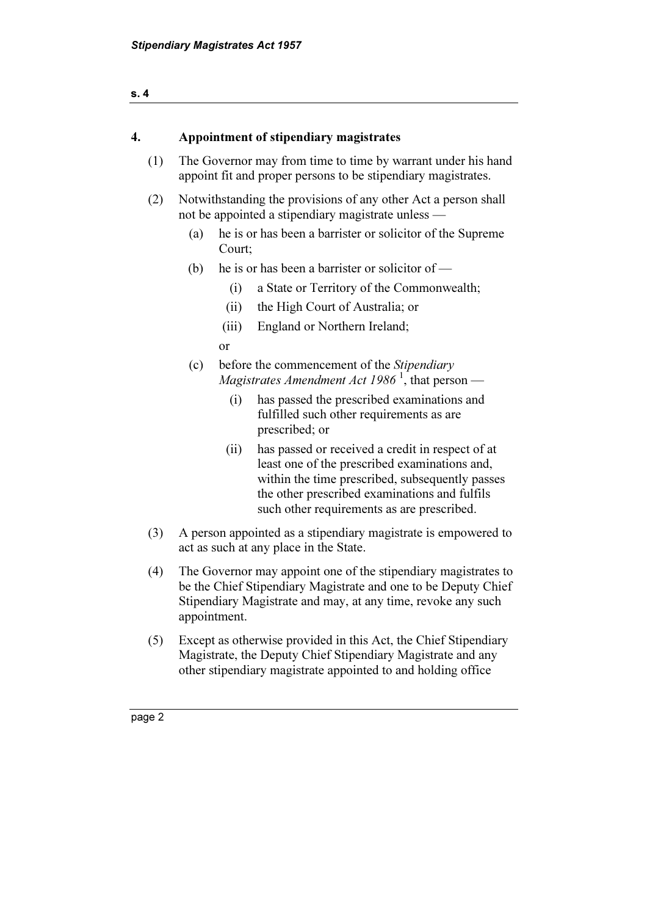## 4. Appointment of stipendiary magistrates

(1) The Governor may from time to time by warrant under his hand appoint fit and proper persons to be stipendiary magistrates.

(2) Notwithstanding the provisions of any other Act a person shall not be appointed a stipendiary magistrate unless —

  (a) he is or has been a barrister or solicitor of the Supreme Court;

  (b) he is or has been a barrister or solicitor of —

    (i) a State or Territory of the Commonwealth;

    (ii) the High Court of Australia; or

    (iii) England or Northern Ireland;

  or

  (c) before the commencement of the *Stipendiary Magistrates Amendment Act 1986* [1], that person —

    (i) has passed the prescribed examinations and fulfilled such other requirements as are prescribed; or

    (ii) has passed or received a credit in respect of at least one of the prescribed examinations and, within the time prescribed, subsequently passes the other prescribed examinations and fulfils such other requirements as are prescribed.

(3) A person appointed as a stipendiary magistrate is empowered to act as such at any place in the State.

(4) The Governor may appoint one of the stipendiary magistrates to be the Chief Stipendiary Magistrate and one to be Deputy Chief Stipendiary Magistrate and may, at any time, revoke any such appointment.

(5) Except as otherwise provided in this Act, the Chief Stipendiary Magistrate, the Deputy Chief Stipendiary Magistrate and any other stipendiary magistrate appointed to and holding office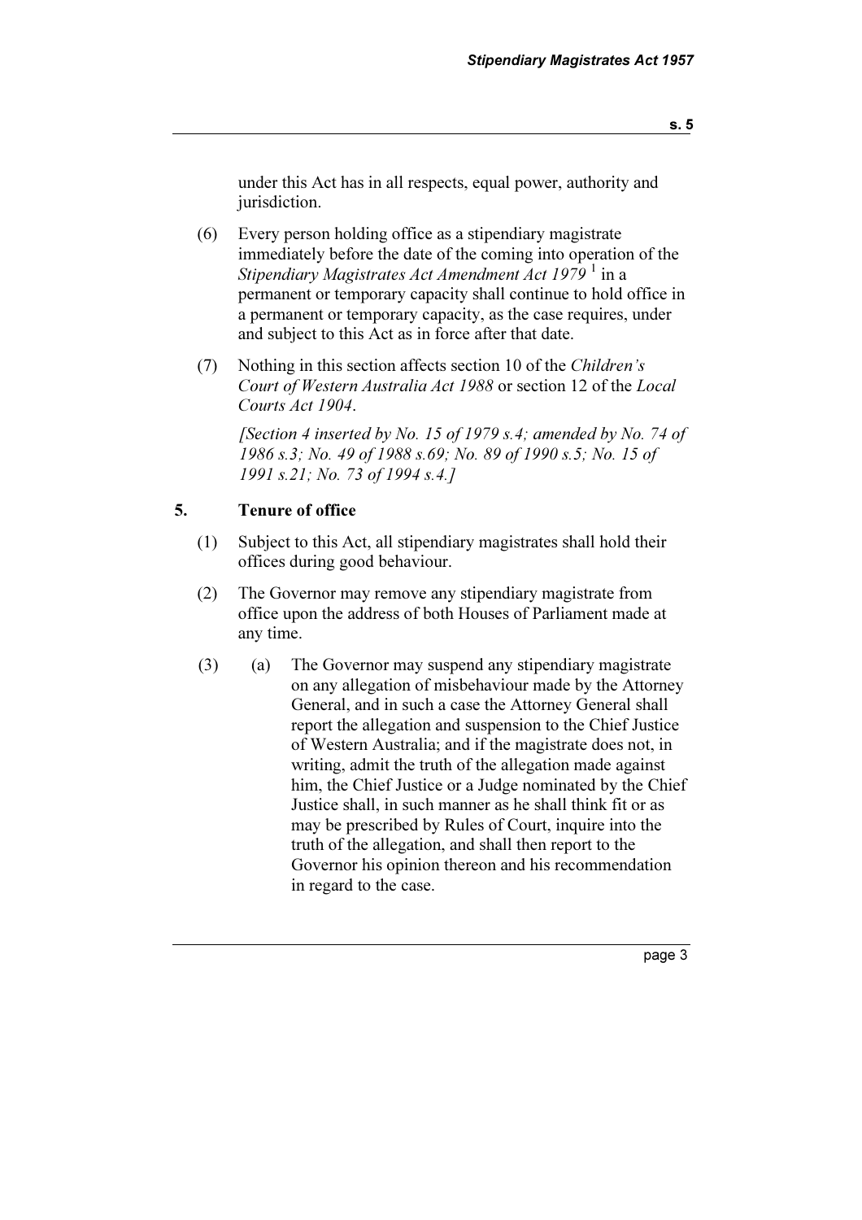under this Act has in all respects, equal power, authority and jurisdiction.

(6) Every person holding office as a stipendiary magistrate immediately before the date of the coming into operation of the *Stipendiary Magistrates Act Amendment Act 1979* [1] in a permanent or temporary capacity shall continue to hold office in a permanent or temporary capacity, as the case requires, under and subject to this Act as in force after that date.

(7) Nothing in this section affects section 10 of the *Children's Court of Western Australia Act 1988* or section 12 of the *Local Courts Act 1904*.

*[Section 4 inserted by No. 15 of 1979 s.4; amended by No. 74 of 1986 s.3; No. 49 of 1988 s.69; No. 89 of 1990 s.5; No. 15 of 1991 s.21; No. 73 of 1994 s.4.]*

## 5. Tenure of office

(1) Subject to this Act, all stipendiary magistrates shall hold their offices during good behaviour.

(2) The Governor may remove any stipendiary magistrate from office upon the address of both Houses of Parliament made at any time.

(3) (a) The Governor may suspend any stipendiary magistrate on any allegation of misbehaviour made by the Attorney General, and in such a case the Attorney General shall report the allegation and suspension to the Chief Justice of Western Australia; and if the magistrate does not, in writing, admit the truth of the allegation made against him, the Chief Justice or a Judge nominated by the Chief Justice shall, in such manner as he shall think fit or as may be prescribed by Rules of Court, inquire into the truth of the allegation, and shall then report to the Governor his opinion thereon and his recommendation in regard to the case.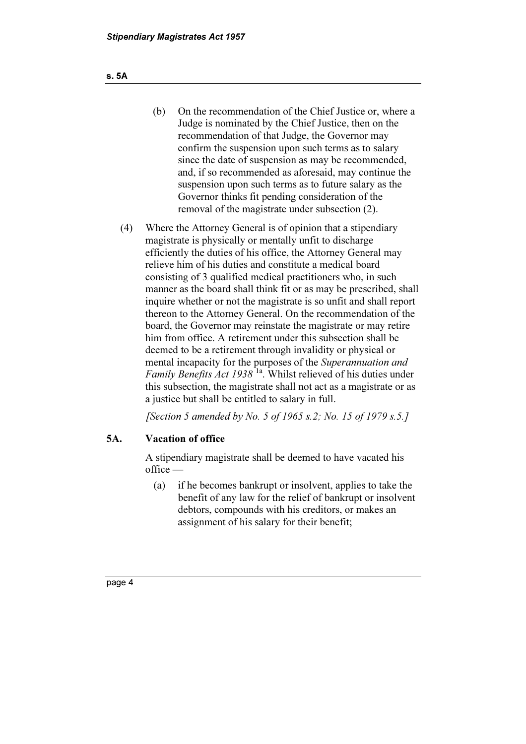(b) On the recommendation of the Chief Justice or, where a Judge is nominated by the Chief Justice, then on the recommendation of that Judge, the Governor may confirm the suspension upon such terms as to salary since the date of suspension as may be recommended, and, if so recommended as aforesaid, may continue the suspension upon such terms as to future salary as the Governor thinks fit pending consideration of the removal of the magistrate under subsection (2).

(4) Where the Attorney General is of opinion that a stipendiary magistrate is physically or mentally unfit to discharge efficiently the duties of his office, the Attorney General may relieve him of his duties and constitute a medical board consisting of 3 qualified medical practitioners who, in such manner as the board shall think fit or as may be prescribed, shall inquire whether or not the magistrate is so unfit and shall report thereon to the Attorney General. On the recommendation of the board, the Governor may reinstate the magistrate or may retire him from office. A retirement under this subsection shall be deemed to be a retirement through invalidity or physical or mental incapacity for the purposes of the *Superannuation and Family Benefits Act 1938* [1a]. Whilst relieved of his duties under this subsection, the magistrate shall not act as a magistrate or as a justice but shall be entitled to salary in full.

*[Section 5 amended by No. 5 of 1965 s.2; No. 15 of 1979 s.5.]*

### 5A. Vacation of office

A stipendiary magistrate shall be deemed to have vacated his office —

(a) if he becomes bankrupt or insolvent, applies to take the benefit of any law for the relief of bankrupt or insolvent debtors, compounds with his creditors, or makes an assignment of his salary for their benefit;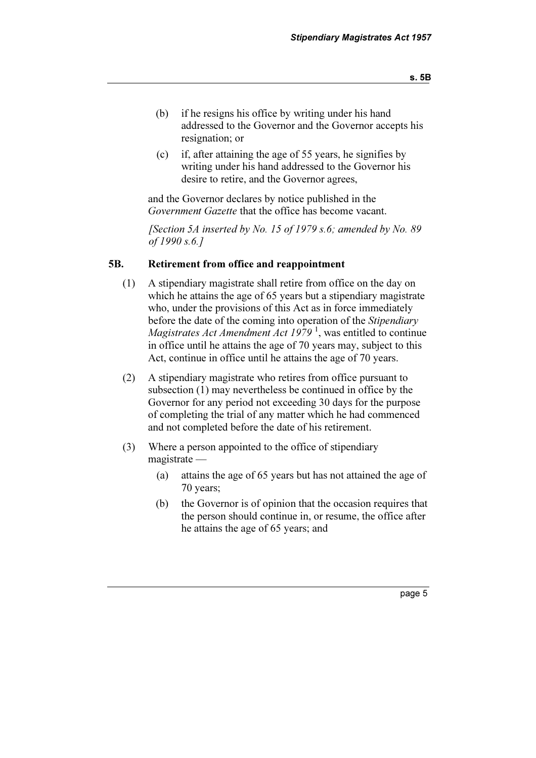(b) if he resigns his office by writing under his hand addressed to the Governor and the Governor accepts his resignation; or

(c) if, after attaining the age of 55 years, he signifies by writing under his hand addressed to the Governor his desire to retire, and the Governor agrees,

and the Governor declares by notice published in the *Government Gazette* that the office has become vacant.

*[Section 5A inserted by No. 15 of 1979 s.6; amended by No. 89 of 1990 s.6.]*

### 5B. Retirement from office and reappointment

(1) A stipendiary magistrate shall retire from office on the day on which he attains the age of 65 years but a stipendiary magistrate who, under the provisions of this Act as in force immediately before the date of the coming into operation of the *Stipendiary Magistrates Act Amendment Act 1979* [1], was entitled to continue in office until he attains the age of 70 years may, subject to this Act, continue in office until he attains the age of 70 years.

(2) A stipendiary magistrate who retires from office pursuant to subsection (1) may nevertheless be continued in office by the Governor for any period not exceeding 30 days for the purpose of completing the trial of any matter which he had commenced and not completed before the date of his retirement.

(3) Where a person appointed to the office of stipendiary magistrate —

(a) attains the age of 65 years but has not attained the age of 70 years;

(b) the Governor is of opinion that the occasion requires that the person should continue in, or resume, the office after he attains the age of 65 years; and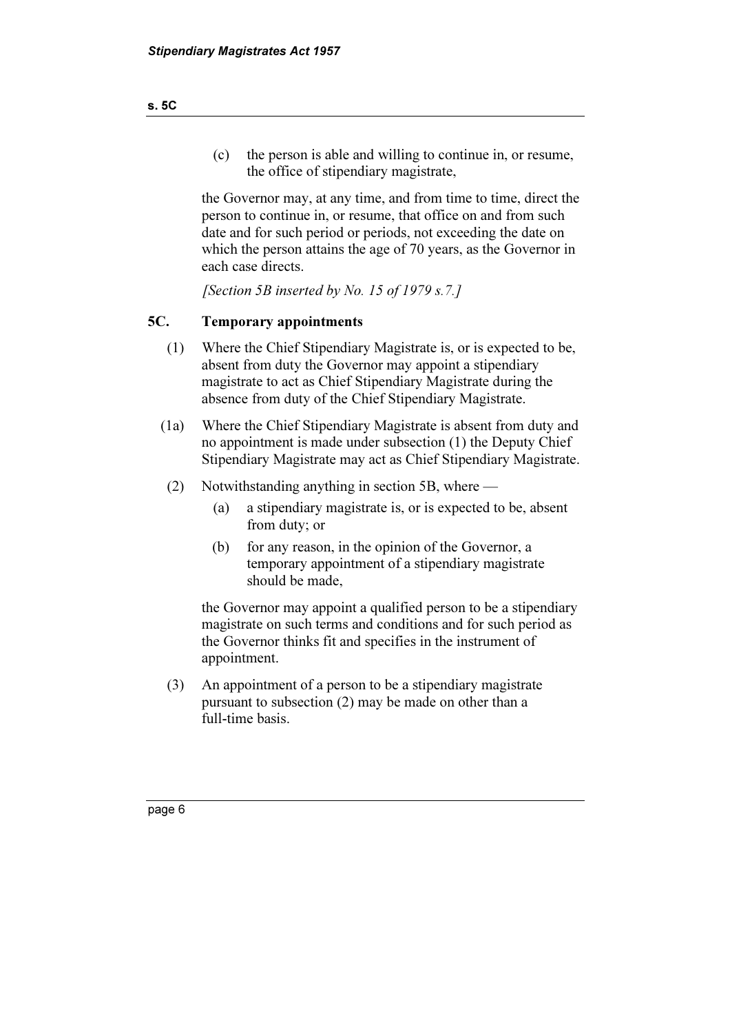(c) the person is able and willing to continue in, or resume, the office of stipendiary magistrate,

the Governor may, at any time, and from time to time, direct the person to continue in, or resume, that office on and from such date and for such period or periods, not exceeding the date on which the person attains the age of 70 years, as the Governor in each case directs.

*[Section 5B inserted by No. 15 of 1979 s.7.]*

### 5C. Temporary appointments

(1) Where the Chief Stipendiary Magistrate is, or is expected to be, absent from duty the Governor may appoint a stipendiary magistrate to act as Chief Stipendiary Magistrate during the absence from duty of the Chief Stipendiary Magistrate.

(1a) Where the Chief Stipendiary Magistrate is absent from duty and no appointment is made under subsection (1) the Deputy Chief Stipendiary Magistrate may act as Chief Stipendiary Magistrate.

(2) Notwithstanding anything in section 5B, where —

(a) a stipendiary magistrate is, or is expected to be, absent from duty; or

(b) for any reason, in the opinion of the Governor, a temporary appointment of a stipendiary magistrate should be made,

the Governor may appoint a qualified person to be a stipendiary magistrate on such terms and conditions and for such period as the Governor thinks fit and specifies in the instrument of appointment.

(3) An appointment of a person to be a stipendiary magistrate pursuant to subsection (2) may be made on other than a full-time basis.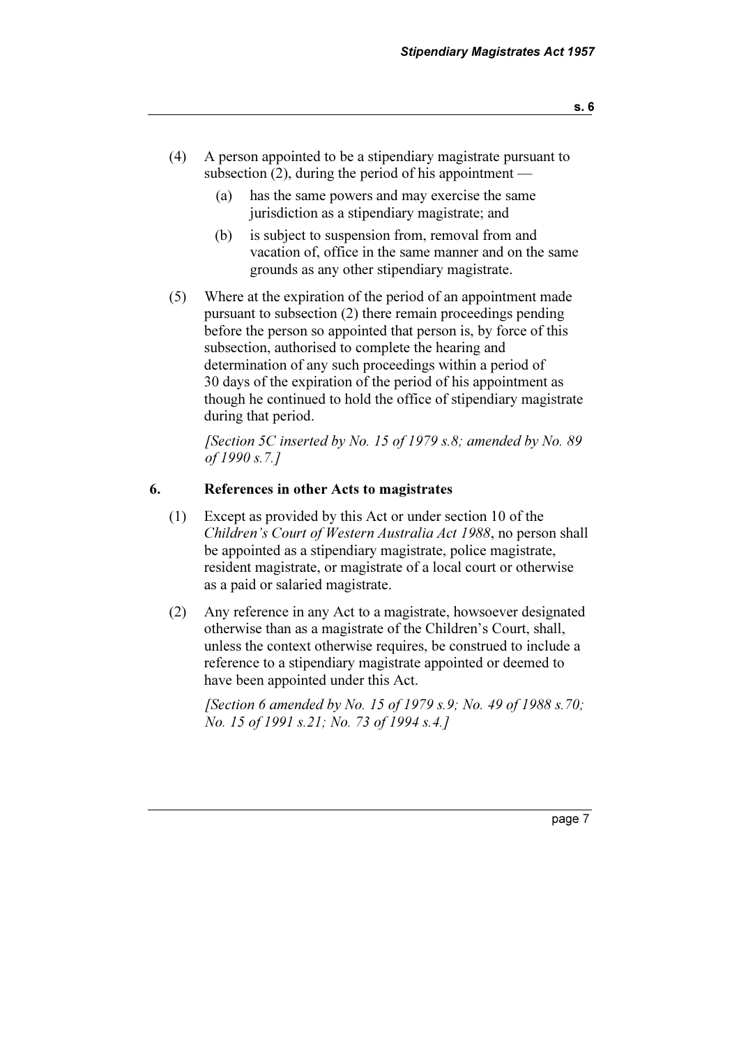(4) A person appointed to be a stipendiary magistrate pursuant to subsection (2), during the period of his appointment —

(a) has the same powers and may exercise the same jurisdiction as a stipendiary magistrate; and

(b) is subject to suspension from, removal from and vacation of, office in the same manner and on the same grounds as any other stipendiary magistrate.

(5) Where at the expiration of the period of an appointment made pursuant to subsection (2) there remain proceedings pending before the person so appointed that person is, by force of this subsection, authorised to complete the hearing and determination of any such proceedings within a period of 30 days of the expiration of the period of his appointment as though he continued to hold the office of stipendiary magistrate during that period.

*[Section 5C inserted by No. 15 of 1979 s.8; amended by No. 89 of 1990 s.7.]*

## 6. References in other Acts to magistrates

(1) Except as provided by this Act or under section 10 of the *Children's Court of Western Australia Act 1988*, no person shall be appointed as a stipendiary magistrate, police magistrate, resident magistrate, or magistrate of a local court or otherwise as a paid or salaried magistrate.

(2) Any reference in any Act to a magistrate, howsoever designated otherwise than as a magistrate of the Children's Court, shall, unless the context otherwise requires, be construed to include a reference to a stipendiary magistrate appointed or deemed to have been appointed under this Act.

*[Section 6 amended by No. 15 of 1979 s.9; No. 49 of 1988 s.70; No. 15 of 1991 s.21; No. 73 of 1994 s.4.]*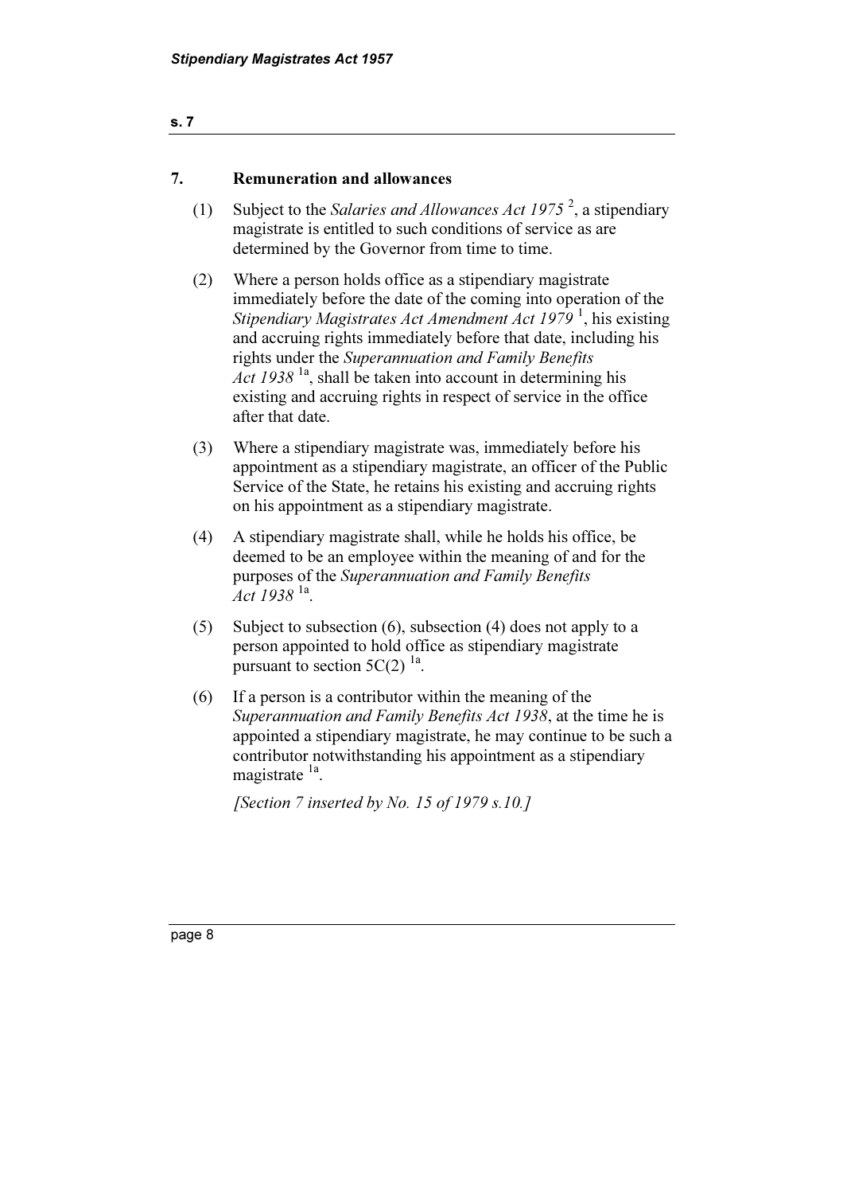## 7. Remuneration and allowances

(1) Subject to the *Salaries and Allowances Act 1975* [2], a stipendiary magistrate is entitled to such conditions of service as are determined by the Governor from time to time.

(2) Where a person holds office as a stipendiary magistrate immediately before the date of the coming into operation of the *Stipendiary Magistrates Act Amendment Act 1979* [1], his existing and accruing rights immediately before that date, including his rights under the *Superannuation and Family Benefits Act 1938* [1a], shall be taken into account in determining his existing and accruing rights in respect of service in the office after that date.

(3) Where a stipendiary magistrate was, immediately before his appointment as a stipendiary magistrate, an officer of the Public Service of the State, he retains his existing and accruing rights on his appointment as a stipendiary magistrate.

(4) A stipendiary magistrate shall, while he holds his office, be deemed to be an employee within the meaning of and for the purposes of the *Superannuation and Family Benefits Act 1938* [1a].

(5) Subject to subsection (6), subsection (4) does not apply to a person appointed to hold office as stipendiary magistrate pursuant to section 5C(2) [1a].

(6) If a person is a contributor within the meaning of the *Superannuation and Family Benefits Act 1938*, at the time he is appointed a stipendiary magistrate, he may continue to be such a contributor notwithstanding his appointment as a stipendiary magistrate [1a].

*[Section 7 inserted by No. 15 of 1979 s.10.]*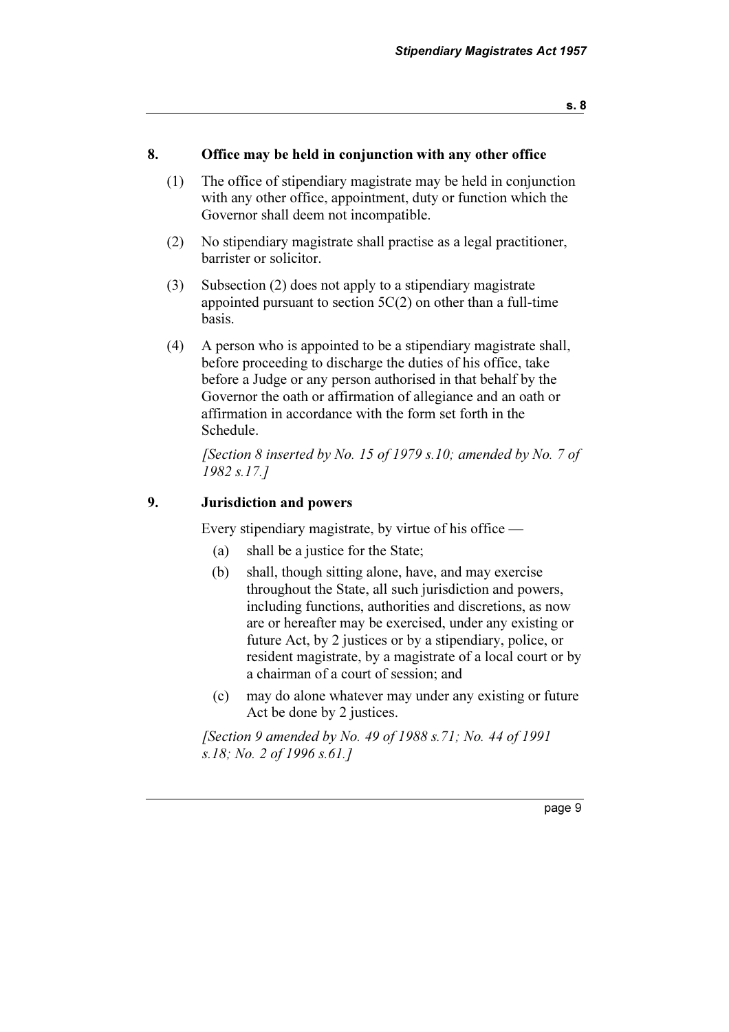## 8. Office may be held in conjunction with any other office

(1) The office of stipendiary magistrate may be held in conjunction with any other office, appointment, duty or function which the Governor shall deem not incompatible.

(2) No stipendiary magistrate shall practise as a legal practitioner, barrister or solicitor.

(3) Subsection (2) does not apply to a stipendiary magistrate appointed pursuant to section 5C(2) on other than a full-time basis.

(4) A person who is appointed to be a stipendiary magistrate shall, before proceeding to discharge the duties of his office, take before a Judge or any person authorised in that behalf by the Governor the oath or affirmation of allegiance and an oath or affirmation in accordance with the form set forth in the Schedule.

*[Section 8 inserted by No. 15 of 1979 s.10; amended by No. 7 of 1982 s.17.]*

## 9. Jurisdiction and powers

Every stipendiary magistrate, by virtue of his office —

(a) shall be a justice for the State;

(b) shall, though sitting alone, have, and may exercise throughout the State, all such jurisdiction and powers, including functions, authorities and discretions, as now are or hereafter may be exercised, under any existing or future Act, by 2 justices or by a stipendiary, police, or resident magistrate, by a magistrate of a local court or by a chairman of a court of session; and

(c) may do alone whatever may under any existing or future Act be done by 2 justices.

*[Section 9 amended by No. 49 of 1988 s.71; No. 44 of 1991 s.18; No. 2 of 1996 s.61.]*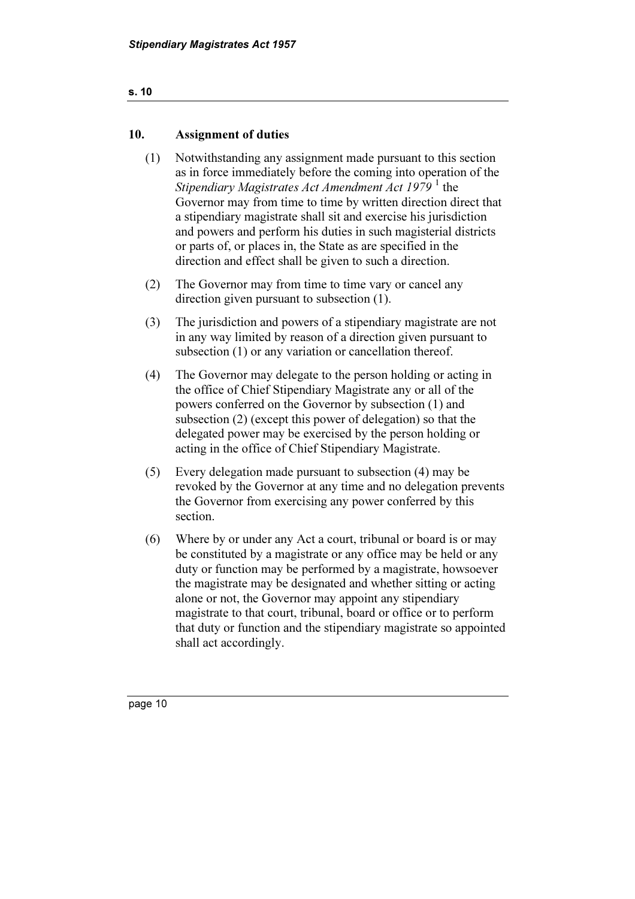## 10. Assignment of duties

(1) Notwithstanding any assignment made pursuant to this section as in force immediately before the coming into operation of the *Stipendiary Magistrates Act Amendment Act 1979* [1] the Governor may from time to time by written direction direct that a stipendiary magistrate shall sit and exercise his jurisdiction and powers and perform his duties in such magisterial districts or parts of, or places in, the State as are specified in the direction and effect shall be given to such a direction.

(2) The Governor may from time to time vary or cancel any direction given pursuant to subsection (1).

(3) The jurisdiction and powers of a stipendiary magistrate are not in any way limited by reason of a direction given pursuant to subsection (1) or any variation or cancellation thereof.

(4) The Governor may delegate to the person holding or acting in the office of Chief Stipendiary Magistrate any or all of the powers conferred on the Governor by subsection (1) and subsection (2) (except this power of delegation) so that the delegated power may be exercised by the person holding or acting in the office of Chief Stipendiary Magistrate.

(5) Every delegation made pursuant to subsection (4) may be revoked by the Governor at any time and no delegation prevents the Governor from exercising any power conferred by this section.

(6) Where by or under any Act a court, tribunal or board is or may be constituted by a magistrate or any office may be held or any duty or function may be performed by a magistrate, howsoever the magistrate may be designated and whether sitting or acting alone or not, the Governor may appoint any stipendiary magistrate to that court, tribunal, board or office or to perform that duty or function and the stipendiary magistrate so appointed shall act accordingly.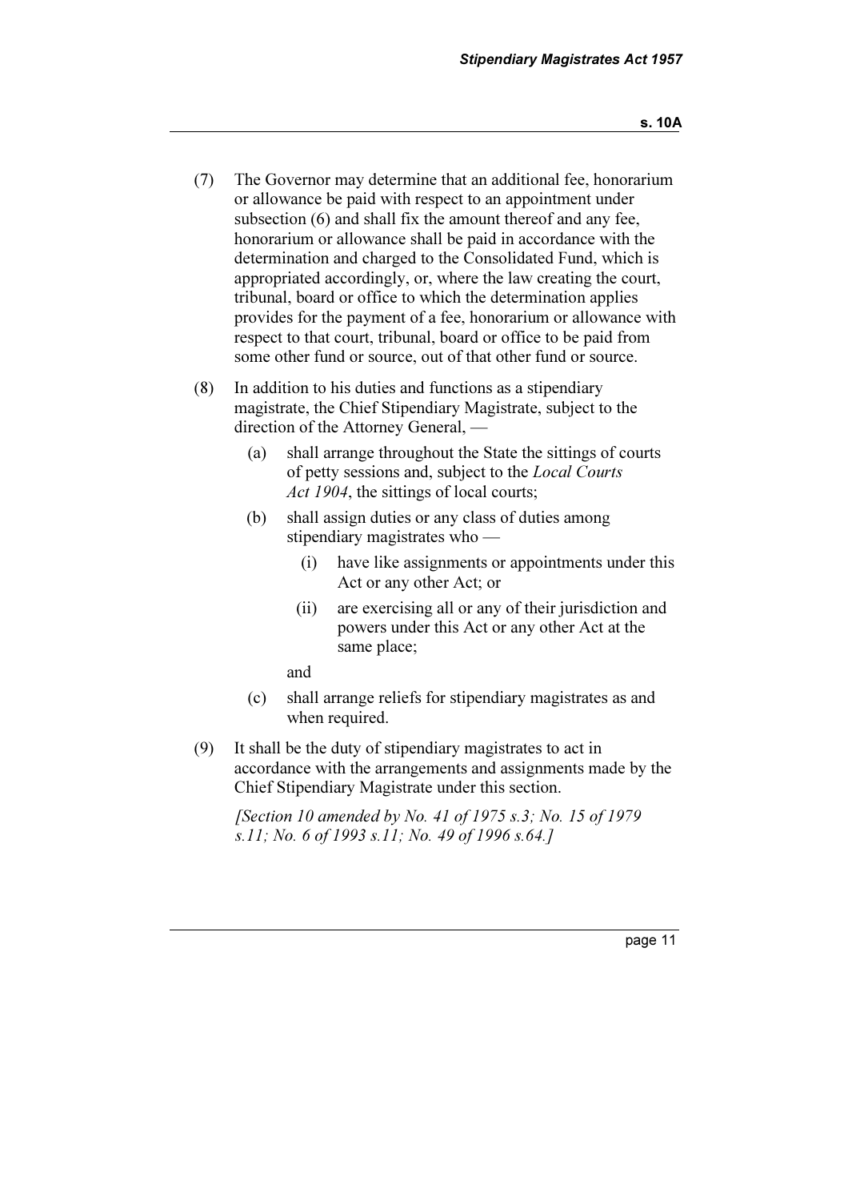(7) The Governor may determine that an additional fee, honorarium or allowance be paid with respect to an appointment under subsection (6) and shall fix the amount thereof and any fee, honorarium or allowance shall be paid in accordance with the determination and charged to the Consolidated Fund, which is appropriated accordingly, or, where the law creating the court, tribunal, board or office to which the determination applies provides for the payment of a fee, honorarium or allowance with respect to that court, tribunal, board or office to be paid from some other fund or source, out of that other fund or source.

(8) In addition to his duties and functions as a stipendiary magistrate, the Chief Stipendiary Magistrate, subject to the direction of the Attorney General, —

  (a) shall arrange throughout the State the sittings of courts of petty sessions and, subject to the *Local Courts Act 1904*, the sittings of local courts;

  (b) shall assign duties or any class of duties among stipendiary magistrates who —

    (i) have like assignments or appointments under this Act or any other Act; or

    (ii) are exercising all or any of their jurisdiction and powers under this Act or any other Act at the same place;

  and

  (c) shall arrange reliefs for stipendiary magistrates as and when required.

(9) It shall be the duty of stipendiary magistrates to act in accordance with the arrangements and assignments made by the Chief Stipendiary Magistrate under this section.

*[Section 10 amended by No. 41 of 1975 s.3; No. 15 of 1979 s.11; No. 6 of 1993 s.11; No. 49 of 1996 s.64.]*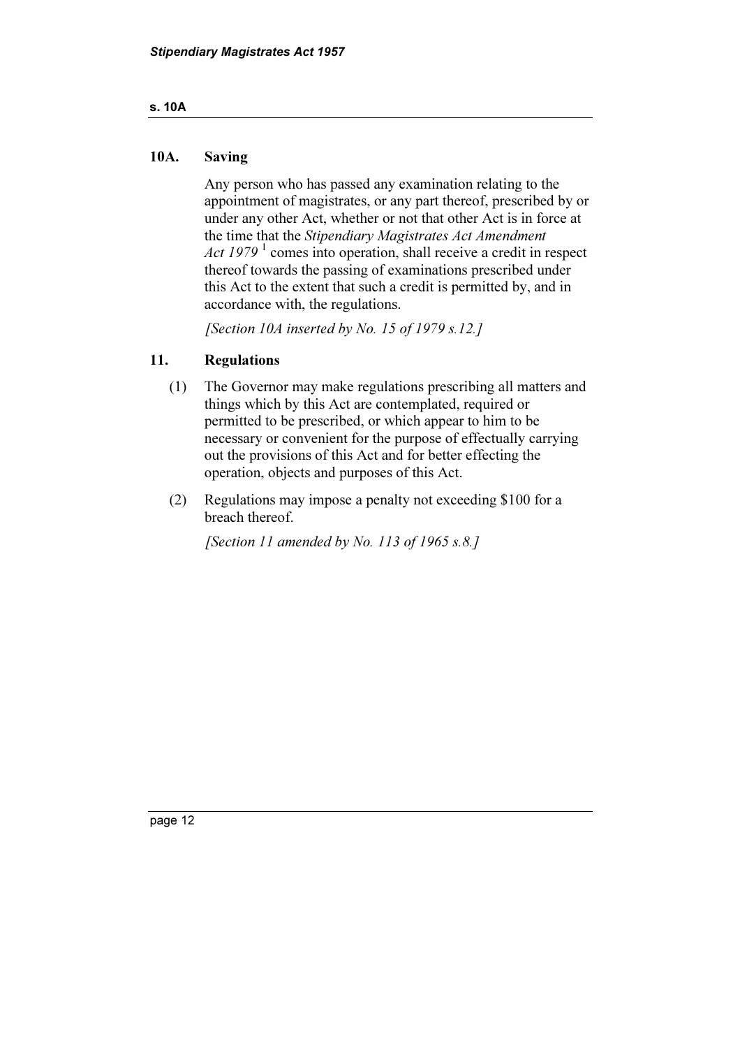## 10A. Saving

Any person who has passed any examination relating to the appointment of magistrates, or any part thereof, prescribed by or under any other Act, whether or not that other Act is in force at the time that the *Stipendiary Magistrates Act Amendment Act 1979* [1] comes into operation, shall receive a credit in respect thereof towards the passing of examinations prescribed under this Act to the extent that such a credit is permitted by, and in accordance with, the regulations.

*[Section 10A inserted by No. 15 of 1979 s.12.]*

## 11. Regulations

(1) The Governor may make regulations prescribing all matters and things which by this Act are contemplated, required or permitted to be prescribed, or which appear to him to be necessary or convenient for the purpose of effectually carrying out the provisions of this Act and for better effecting the operation, objects and purposes of this Act.

(2) Regulations may impose a penalty not exceeding $100 for a breach thereof.

*[Section 11 amended by No. 113 of 1965 s.8.]*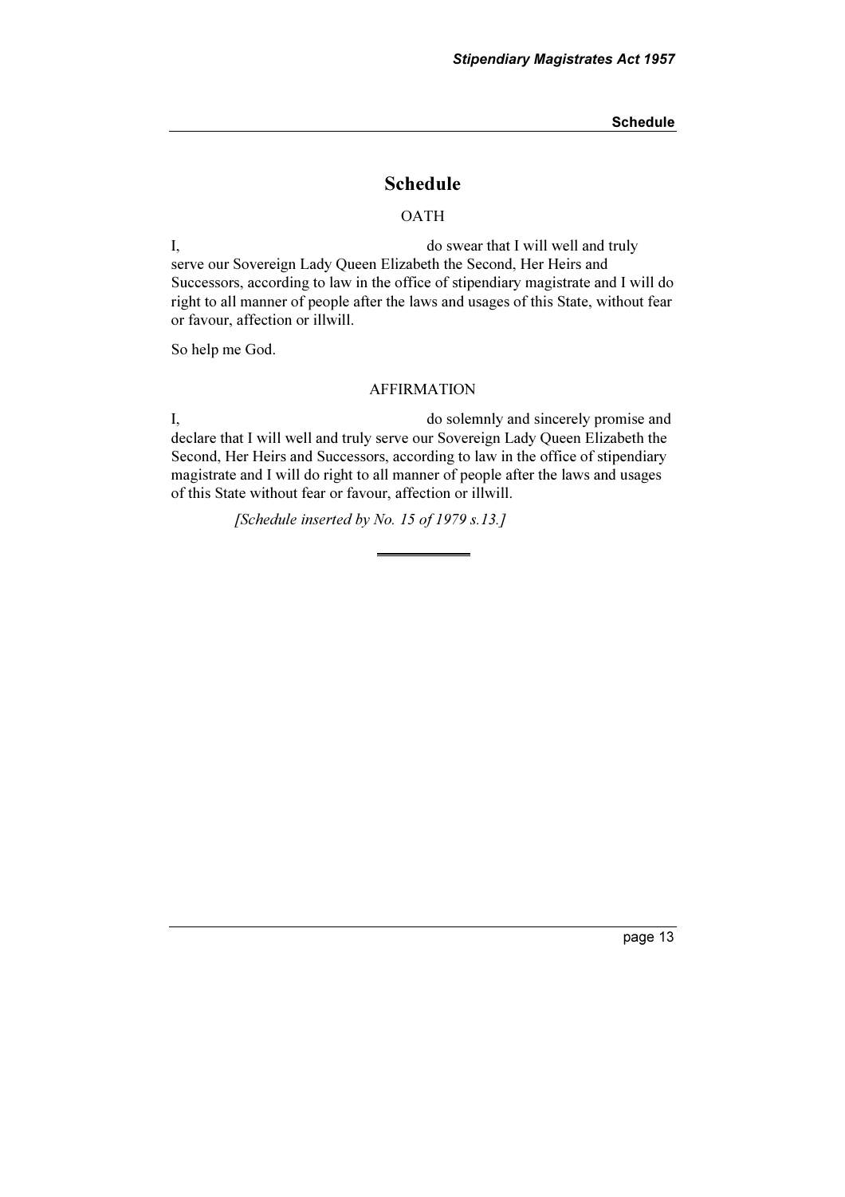# Schedule

OATH

I, do swear that I will well and truly serve our Sovereign Lady Queen Elizabeth the Second, Her Heirs and Successors, according to law in the office of stipendiary magistrate and I will do right to all manner of people after the laws and usages of this State, without fear or favour, affection or illwill.

So help me God.

AFFIRMATION

I, do solemnly and sincerely promise and declare that I will well and truly serve our Sovereign Lady Queen Elizabeth the Second, Her Heirs and Successors, according to law in the office of stipendiary magistrate and I will do right to all manner of people after the laws and usages of this State without fear or favour, affection or illwill.

*[Schedule inserted by No. 15 of 1979 s.13.]*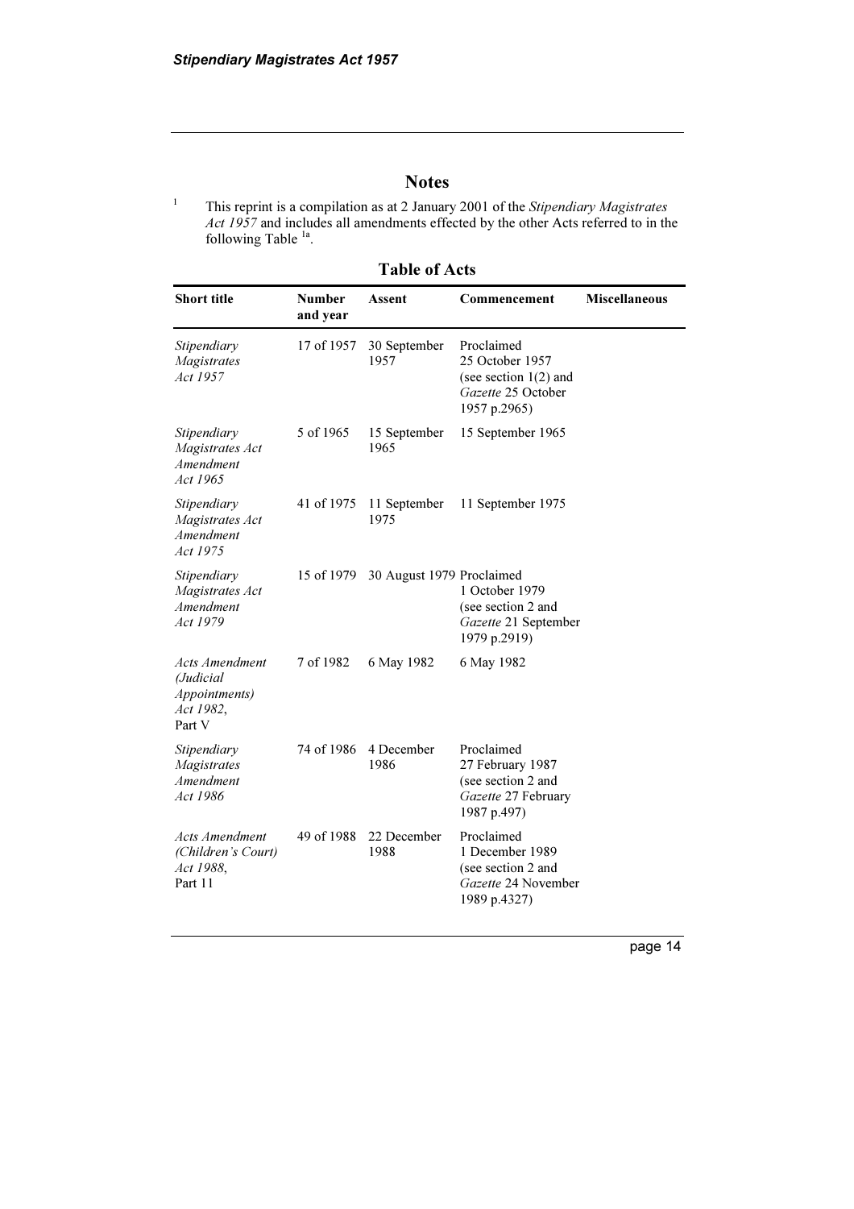# Notes

[1] This reprint is a compilation as at 2 January 2001 of the *Stipendiary Magistrates Act 1957* and includes all amendments effected by the other Acts referred to in the following Table [1a].

## Table of Acts

| Short title | Number and year | Assent | Commencement | Miscellaneous |
|---|---|---|---|---|
| *Stipendiary Magistrates Act 1957* | 17 of 1957 | 30 September 1957 | Proclaimed 25 October 1957 (see section 1(2) and *Gazette* 25 October 1957 p.2965) | |
| *Stipendiary Magistrates Act Amendment Act 1965* | 5 of 1965 | 15 September 1965 | 15 September 1965 | |
| *Stipendiary Magistrates Act Amendment Act 1975* | 41 of 1975 | 11 September 1975 | 11 September 1975 | |
| *Stipendiary Magistrates Act Amendment Act 1979* | 15 of 1979 | 30 August 1979 | Proclaimed 1 October 1979 (see section 2 and *Gazette* 21 September 1979 p.2919) | |
| *Acts Amendment (Judicial Appointments) Act 1982*, Part V | 7 of 1982 | 6 May 1982 | 6 May 1982 | |
| *Stipendiary Magistrates Amendment Act 1986* | 74 of 1986 | 4 December 1986 | Proclaimed 27 February 1987 (see section 2 and *Gazette* 27 February 1987 p.497) | |
| *Acts Amendment (Children's Court) Act 1988*, Part 11 | 49 of 1988 | 22 December 1988 | Proclaimed 1 December 1989 (see section 2 and *Gazette* 24 November 1989 p.4327) | |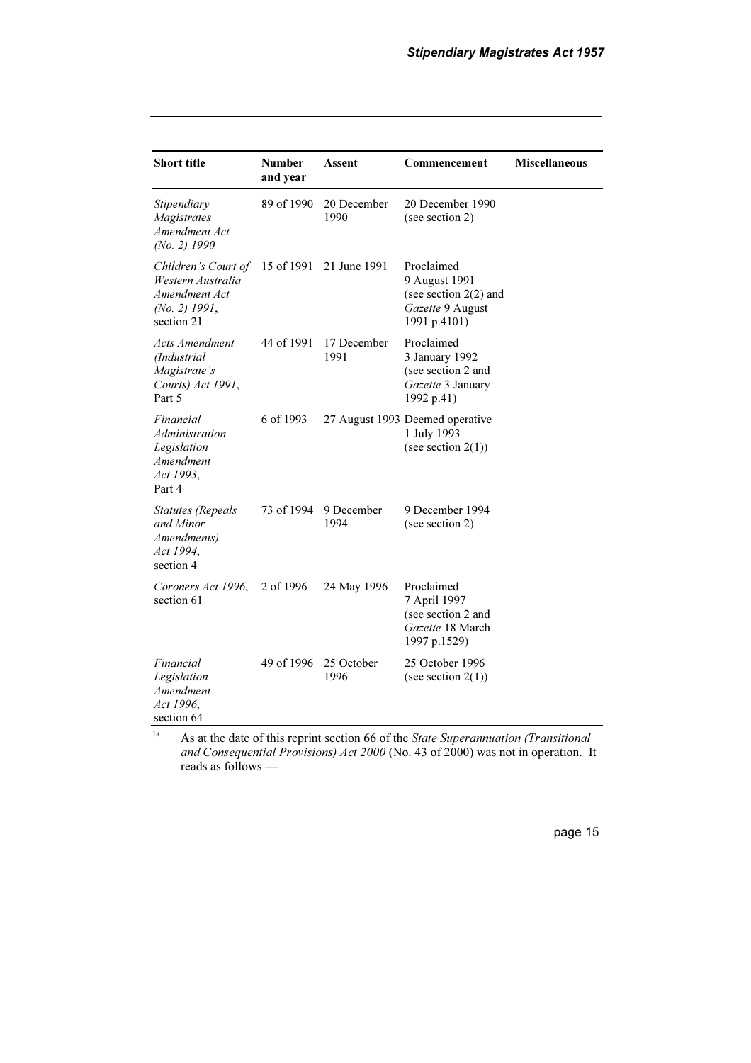| Short title | Number and year | Assent | Commencement | Miscellaneous |
|---|---|---|---|---|
| *Stipendiary Magistrates Amendment Act (No. 2) 1990* | 89 of 1990 | 20 December 1990 | 20 December 1990 (see section 2) | |
| *Children's Court of Western Australia Amendment Act (No. 2) 1991*, section 21 | 15 of 1991 | 21 June 1991 | Proclaimed 9 August 1991 (see section 2(2) and *Gazette* 9 August 1991 p.4101) | |
| *Acts Amendment (Industrial Magistrate's Courts) Act 1991*, Part 5 | 44 of 1991 | 17 December 1991 | Proclaimed 3 January 1992 (see section 2 and *Gazette* 3 January 1992 p.41) | |
| *Financial Administration Legislation Amendment Act 1993*, Part 4 | 6 of 1993 | 27 August 1993 | Deemed operative 1 July 1993 (see section 2(1)) | |
| *Statutes (Repeals and Minor Amendments) Act 1994*, section 4 | 73 of 1994 | 9 December 1994 | 9 December 1994 (see section 2) | |
| *Coroners Act 1996*, section 61 | 2 of 1996 | 24 May 1996 | Proclaimed 7 April 1997 (see section 2 and *Gazette* 18 March 1997 p.1529) | |
| *Financial Legislation Amendment Act 1996*, section 64 | 49 of 1996 | 25 October 1996 | 25 October 1996 (see section 2(1)) | |

[1a] As at the date of this reprint section 66 of the *State Superannuation (Transitional and Consequential Provisions) Act 2000* (No. 43 of 2000) was not in operation. It reads as follows —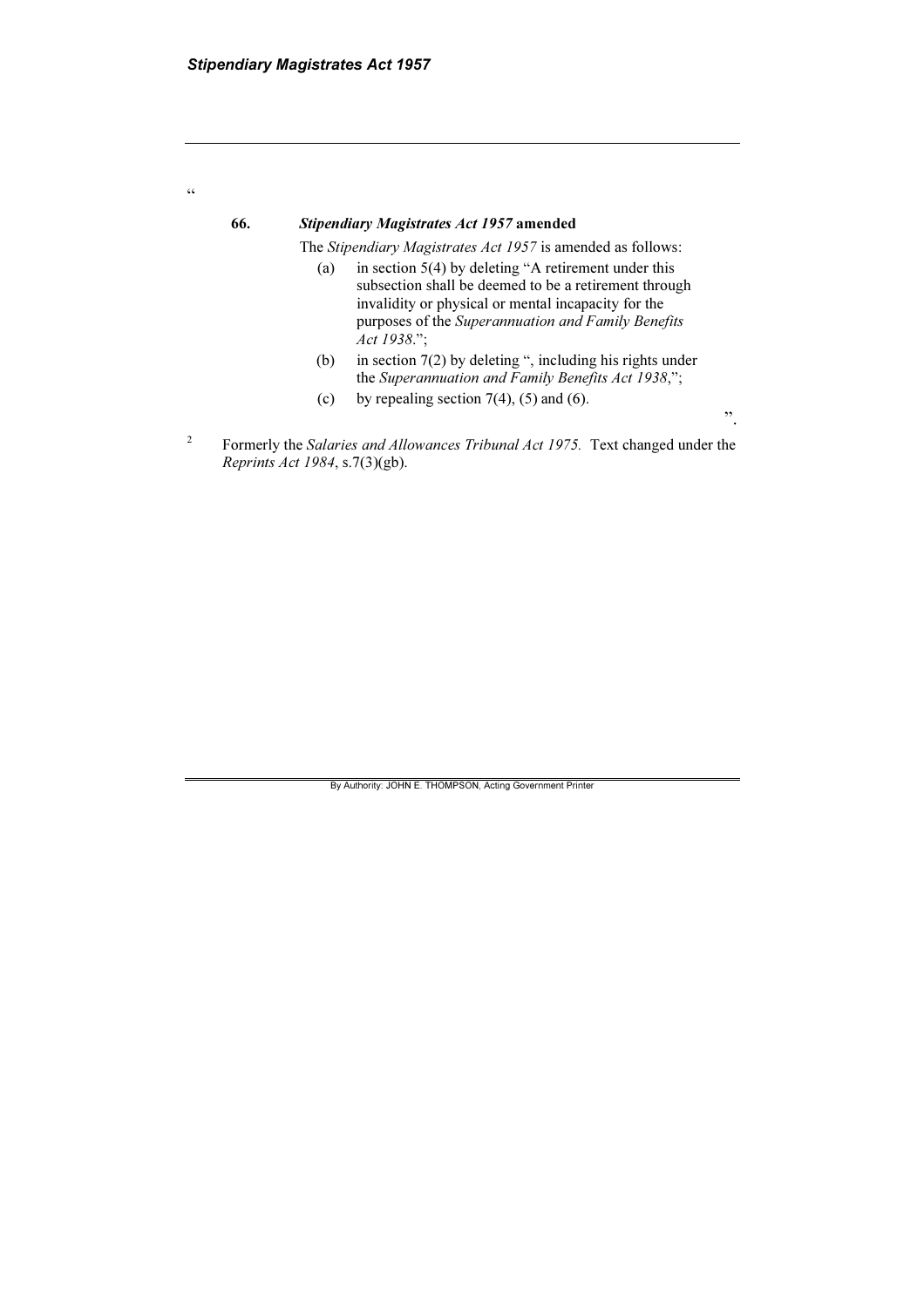"

**66. *Stipendiary Magistrates Act 1957* amended**

The *Stipendiary Magistrates Act 1957* is amended as follows:

(a) in section 5(4) by deleting "A retirement under this subsection shall be deemed to be a retirement through invalidity or physical or mental incapacity for the purposes of the *Superannuation and Family Benefits Act 1938*.";

(b) in section 7(2) by deleting ", including his rights under the *Superannuation and Family Benefits Act 1938*,";

(c) by repealing section 7(4), (5) and (6).

".

[2] Formerly the *Salaries and Allowances Tribunal Act 1975.* Text changed under the *Reprints Act 1984*, s.7(3)(gb).

By Authority: JOHN E. THOMPSON, Acting Government Printer